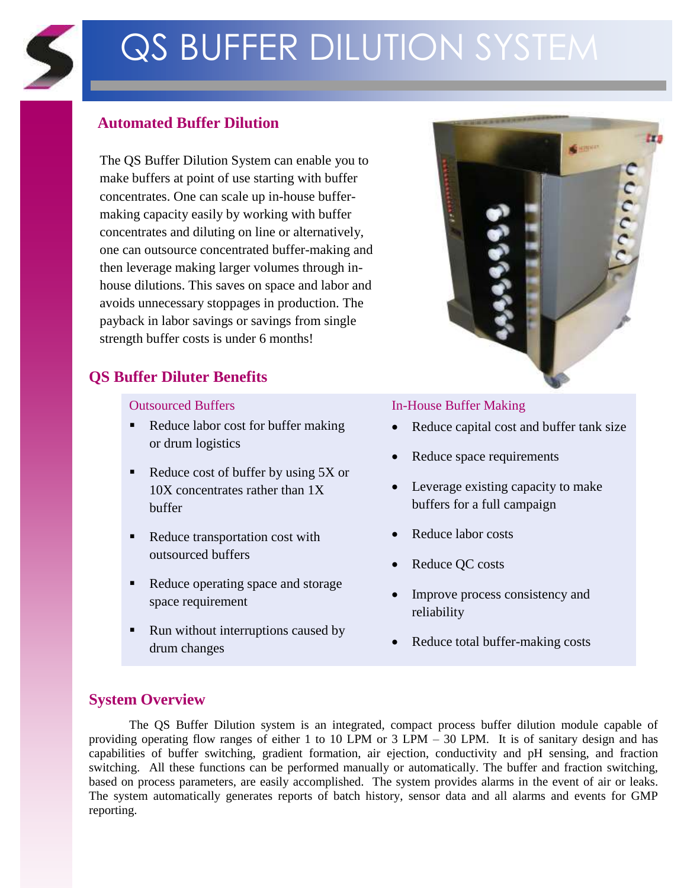# QS BUFFER DILUTION SYSTEM

## Automated Buffer Dilution

The QS Buffer Dilution System can enable you to make buffers at point of use starting with buffer concentrates. One can scale up in-house buffer-making capacity easily by working with buffer concentrates and diluting on line or alternatively, one can outsource concentrated buffer-making and then leverage making larger volumes through in-house dilutions. This saves on space and labor and avoids unnecessary stoppages in production. The payback in labor savings or savings from single strength buffer costs is under 6 months!

## QS Buffer Diluter Benefits

### Outsourced Buffers

- Reduce labor cost for buffer making or drum logistics
- Reduce cost of buffer by using 5X or 10X concentrates rather than 1X buffer
- Reduce transportation cost with outsourced buffers
- Reduce operating space and storage space requirement
- Run without interruptions caused by drum changes

### In-House Buffer Making

- Reduce capital cost and buffer tank size
- Reduce space requirements
- Leverage existing capacity to make buffers for a full campaign
- Reduce labor costs
- Reduce QC costs
- Improve process consistency and reliability
- Reduce total buffer-making costs

## System Overview

The QS Buffer Dilution system is an integrated, compact process buffer dilution module capable of providing operating flow ranges of either 1 to 10 LPM or 3 LPM – 30 LPM. It is of sanitary design and has capabilities of buffer switching, gradient formation, air ejection, conductivity and pH sensing, and fraction switching. All these functions can be performed manually or automatically. The buffer and fraction switching, based on process parameters, are easily accomplished. The system provides alarms in the event of air or leaks. The system automatically generates reports of batch history, sensor data and all alarms and events for GMP reporting.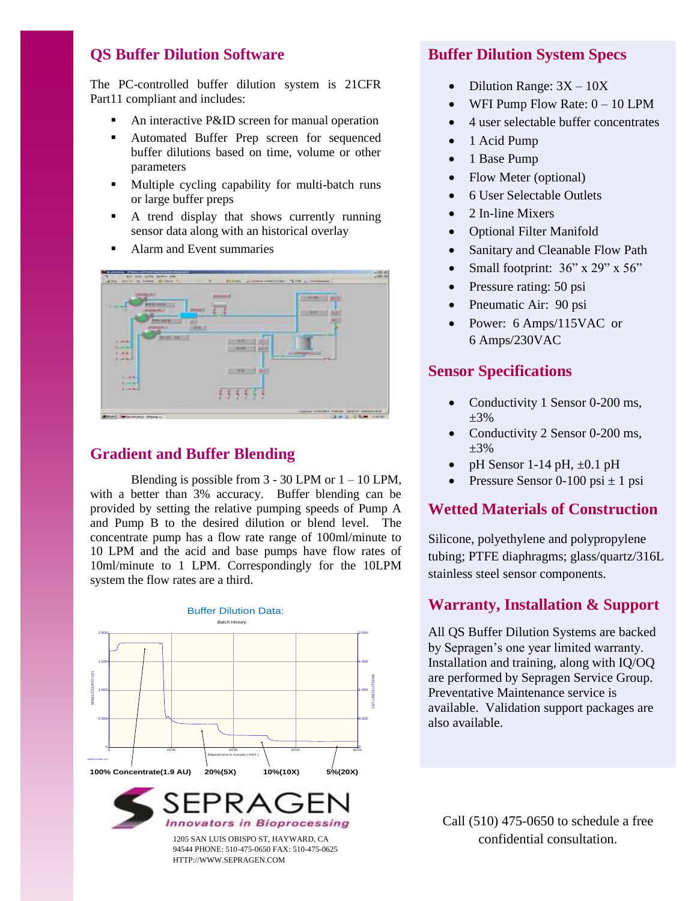## QS Buffer Dilution Software

The PC-controlled buffer dilution system is 21CFR Part11 compliant and includes:

- An interactive P&ID screen for manual operation
- Automated Buffer Prep screen for sequenced buffer dilutions based on time, volume or other parameters
- Multiple cycling capability for multi-batch runs or large buffer preps
- A trend display that shows currently running sensor data along with an historical overlay
- Alarm and Event summaries

## Gradient and Buffer Blending

Blending is possible from 3 - 30 LPM or 1 – 10 LPM, with a better than 3% accuracy. Buffer blending can be provided by setting the relative pumping speeds of Pump A and Pump B to the desired dilution or blend level. The concentrate pump has a flow rate range of 100ml/minute to 10 LPM and the acid and base pumps have flow rates of 10ml/minute to 1 LPM. Correspondingly for the 10LPM system the flow rates are a third.

Buffer Dilution Data:

Batch History

2.000
1.500
1.000
0.500
0
0
10.00
20.00
30.00
40.00
Elapsed time in minutes (HIST)

**100% Concentrate(1.9 AU)** **20%(5X)** **10%(10X)** **5%(20X)**

SEPRAGEN
*Innovators in Bioprocessing*

1205 SAN LUIS OBISPO ST, HAYWARD, CA 94544 PHONE: 510-475-0650 FAX: 510-475-0625
HTTP://WWW.SEPRAGEN.COM

## Buffer Dilution System Specs

- Dilution Range: 3X – 10X
- WFI Pump Flow Rate: 0 – 10 LPM
- 4 user selectable buffer concentrates
- 1 Acid Pump
- 1 Base Pump
- Flow Meter (optional)
- 6 User Selectable Outlets
- 2 In-line Mixers
- Optional Filter Manifold
- Sanitary and Cleanable Flow Path
- Small footprint: 36" x 29" x 56"
- Pressure rating: 50 psi
- Pneumatic Air: 90 psi
- Power: 6 Amps/115VAC or 6 Amps/230VAC

## Sensor Specifications

- Conductivity 1 Sensor 0-200 ms, ±3%
- Conductivity 2 Sensor 0-200 ms, ±3%
- pH Sensor 1-14 pH, ±0.1 pH
- Pressure Sensor 0-100 psi ± 1 psi

## Wetted Materials of Construction

Silicone, polyethylene and polypropylene tubing; PTFE diaphragms; glass/quartz/316L stainless steel sensor components.

## Warranty, Installation & Support

All QS Buffer Dilution Systems are backed by Sepragen's one year limited warranty. Installation and training, along with IQ/OQ are performed by Sepragen Service Group. Preventative Maintenance service is available. Validation support packages are also available.

Call (510) 475-0650 to schedule a free confidential consultation.